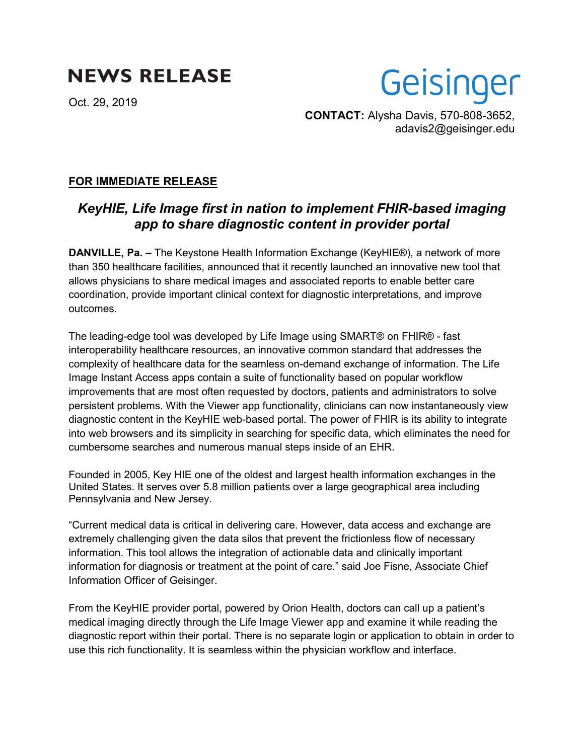# NEWS RELEASE

Oct. 29, 2019

Geisinger

**CONTACT:** Alysha Davis, 570-808-3652, adavis2@geisinger.edu

**FOR IMMEDIATE RELEASE**

## *KeyHIE, Life Image first in nation to implement FHIR-based imaging app to share diagnostic content in provider portal*

**DANVILLE, Pa. –** The Keystone Health Information Exchange (KeyHIE®), a network of more than 350 healthcare facilities, announced that it recently launched an innovative new tool that allows physicians to share medical images and associated reports to enable better care coordination, provide important clinical context for diagnostic interpretations, and improve outcomes.

The leading-edge tool was developed by Life Image using SMART® on FHIR® - fast interoperability healthcare resources, an innovative common standard that addresses the complexity of healthcare data for the seamless on-demand exchange of information. The Life Image Instant Access apps contain a suite of functionality based on popular workflow improvements that are most often requested by doctors, patients and administrators to solve persistent problems. With the Viewer app functionality, clinicians can now instantaneously view diagnostic content in the KeyHIE web-based portal. The power of FHIR is its ability to integrate into web browsers and its simplicity in searching for specific data, which eliminates the need for cumbersome searches and numerous manual steps inside of an EHR.

Founded in 2005, Key HIE one of the oldest and largest health information exchanges in the United States. It serves over 5.8 million patients over a large geographical area including Pennsylvania and New Jersey.

"Current medical data is critical in delivering care. However, data access and exchange are extremely challenging given the data silos that prevent the frictionless flow of necessary information. This tool allows the integration of actionable data and clinically important information for diagnosis or treatment at the point of care." said Joe Fisne, Associate Chief Information Officer of Geisinger.

From the KeyHIE provider portal, powered by Orion Health, doctors can call up a patient's medical imaging directly through the Life Image Viewer app and examine it while reading the diagnostic report within their portal. There is no separate login or application to obtain in order to use this rich functionality. It is seamless within the physician workflow and interface.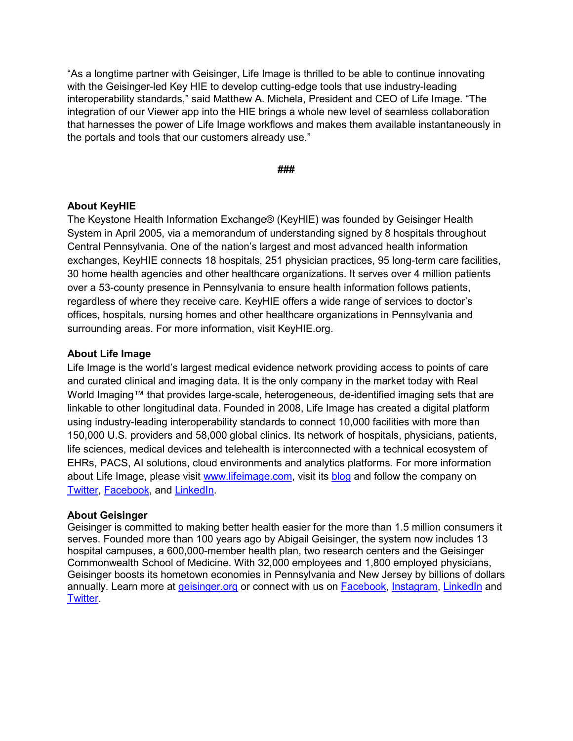"As a longtime partner with Geisinger, Life Image is thrilled to be able to continue innovating with the Geisinger-led Key HIE to develop cutting-edge tools that use industry-leading interoperability standards," said Matthew A. Michela, President and CEO of Life Image. "The integration of our Viewer app into the HIE brings a whole new level of seamless collaboration that harnesses the power of Life Image workflows and makes them available instantaneously in the portals and tools that our customers already use."

**###**

**About KeyHIE**
The Keystone Health Information Exchange® (KeyHIE) was founded by Geisinger Health System in April 2005, via a memorandum of understanding signed by 8 hospitals throughout Central Pennsylvania. One of the nation's largest and most advanced health information exchanges, KeyHIE connects 18 hospitals, 251 physician practices, 95 long-term care facilities, 30 home health agencies and other healthcare organizations. It serves over 4 million patients over a 53-county presence in Pennsylvania to ensure health information follows patients, regardless of where they receive care. KeyHIE offers a wide range of services to doctor's offices, hospitals, nursing homes and other healthcare organizations in Pennsylvania and surrounding areas. For more information, visit KeyHIE.org.

**About Life Image**
Life Image is the world's largest medical evidence network providing access to points of care and curated clinical and imaging data. It is the only company in the market today with Real World Imaging™ that provides large-scale, heterogeneous, de-identified imaging sets that are linkable to other longitudinal data. Founded in 2008, Life Image has created a digital platform using industry-leading interoperability standards to connect 10,000 facilities with more than 150,000 U.S. providers and 58,000 global clinics. Its network of hospitals, physicians, patients, life sciences, medical devices and telehealth is interconnected with a technical ecosystem of EHRs, PACS, AI solutions, cloud environments and analytics platforms. For more information about Life Image, please visit www.lifeimage.com, visit its blog and follow the company on Twitter, Facebook, and LinkedIn.

**About Geisinger**
Geisinger is committed to making better health easier for the more than 1.5 million consumers it serves. Founded more than 100 years ago by Abigail Geisinger, the system now includes 13 hospital campuses, a 600,000-member health plan, two research centers and the Geisinger Commonwealth School of Medicine. With 32,000 employees and 1,800 employed physicians, Geisinger boosts its hometown economies in Pennsylvania and New Jersey by billions of dollars annually. Learn more at geisinger.org or connect with us on Facebook, Instagram, LinkedIn and Twitter.